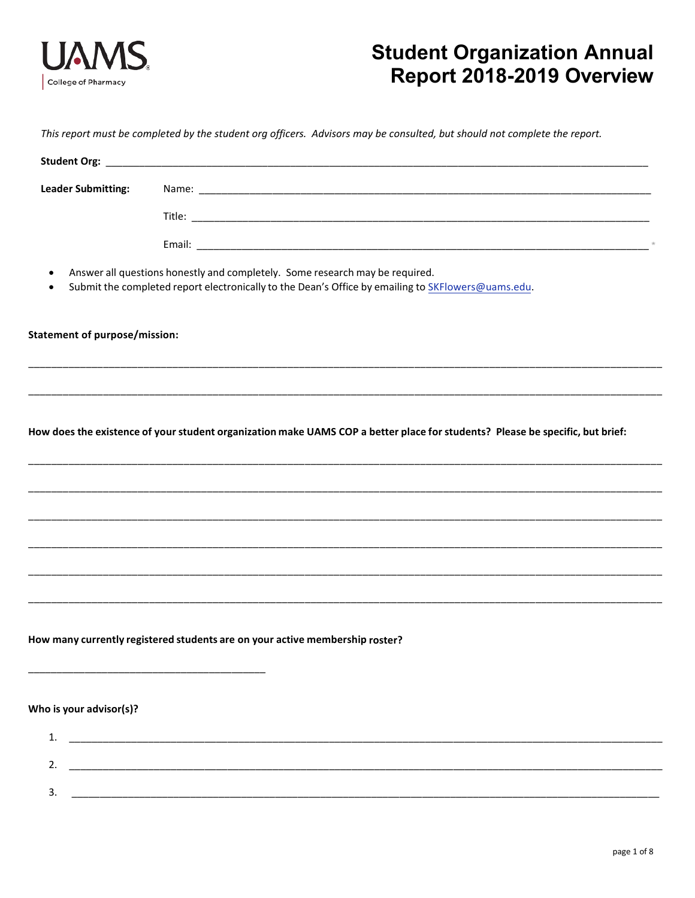UAMS College of Pharmacy

# Student Organization Annual Report 2018-2019 Overview

*This report must be completed by the student org officers. Advisors may be consulted, but should not complete the report.*

**Student Org:** ______________________________________________________________________________

**Leader Submitting:**

Name: ______________________________________________________________________________

Title: ______________________________________________________________________________

Email: ______________________________________________________________________________

- Answer all questions honestly and completely. Some research may be required.
- Submit the completed report electronically to the Dean's Office by emailing to SKFlowers@uams.edu.

**Statement of purpose/mission:**

______________________________________________________________________________

______________________________________________________________________________

**How does the existence of your student organization make UAMS COP a better place for students? Please be specific, but brief:**

______________________________________________________________________________

______________________________________________________________________________

______________________________________________________________________________

______________________________________________________________________________

______________________________________________________________________________

______________________________________________________________________________

**How many currently registered students are on your active membership roster?**

________________________________________

**Who is your advisor(s)?**

1. ______________________________________________________________________________
2. ______________________________________________________________________________
3. ______________________________________________________________________________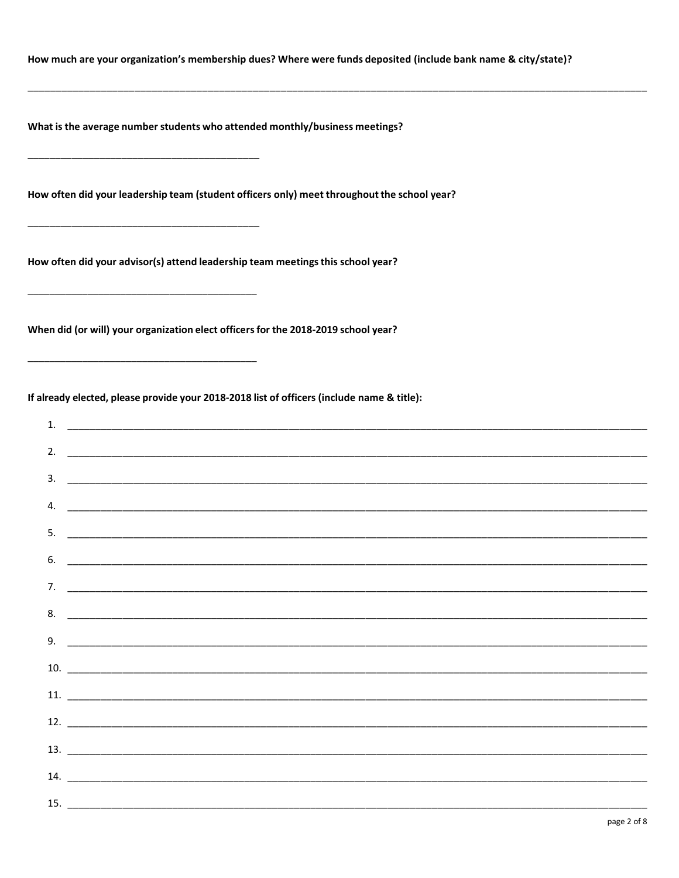**How much are your organization's membership dues? Where were funds deposited (include bank name & city/state)?**

_______________________________________________________________________________________________________________

**What is the average number students who attended monthly/business meetings?**

____________________________________________

**How often did your leadership team (student officers only) meet throughout the school year?**

____________________________________________

**How often did your advisor(s) attend leadership team meetings this school year?**

____________________________________________

**When did (or will) your organization elect officers for the 2018-2019 school year?**

____________________________________________

**If already elected, please provide your 2018-2018 list of officers (include name & title):**

1. ____________________________________________________________________________________________________
2. ____________________________________________________________________________________________________
3. ____________________________________________________________________________________________________
4. ____________________________________________________________________________________________________
5. ____________________________________________________________________________________________________
6. ____________________________________________________________________________________________________
7. ____________________________________________________________________________________________________
8. ____________________________________________________________________________________________________
9. ____________________________________________________________________________________________________
10. ____________________________________________________________________________________________________
11. ____________________________________________________________________________________________________
12. ____________________________________________________________________________________________________
13. ____________________________________________________________________________________________________
14. ____________________________________________________________________________________________________
15. ____________________________________________________________________________________________________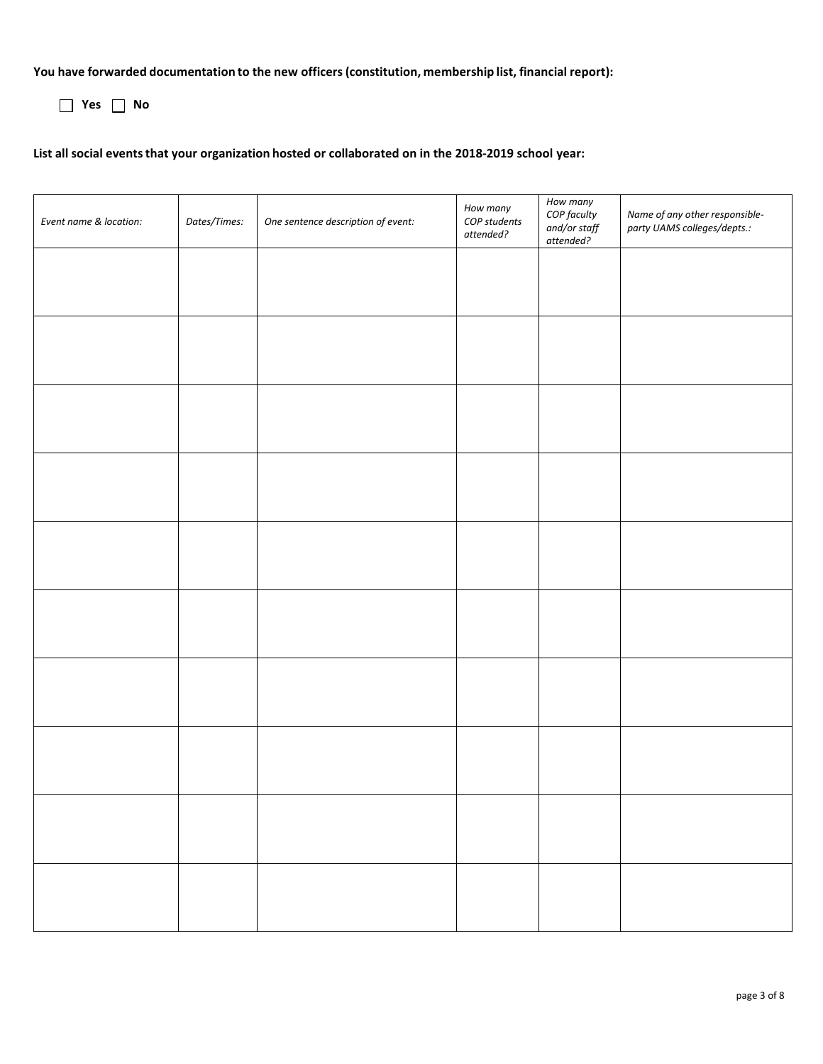**You have forwarded documentation to the new officers (constitution, membership list, financial report):**

☐ **Yes** ☐ **No**

**List all social events that your organization hosted or collaborated on in the 2018-2019 school year:**

| *Event name & location:* | *Dates/Times:* | *One sentence description of event:* | *How many COP students attended?* | *How many COP faculty and/or staff attended?* | *Name of any other responsible-party UAMS colleges/depts.:* |
|---|---|---|---|---|---|
| | | | | | |
| | | | | | |
| | | | | | |
| | | | | | |
| | | | | | |
| | | | | | |
| | | | | | |
| | | | | | |
| | | | | | |
| | | | | | |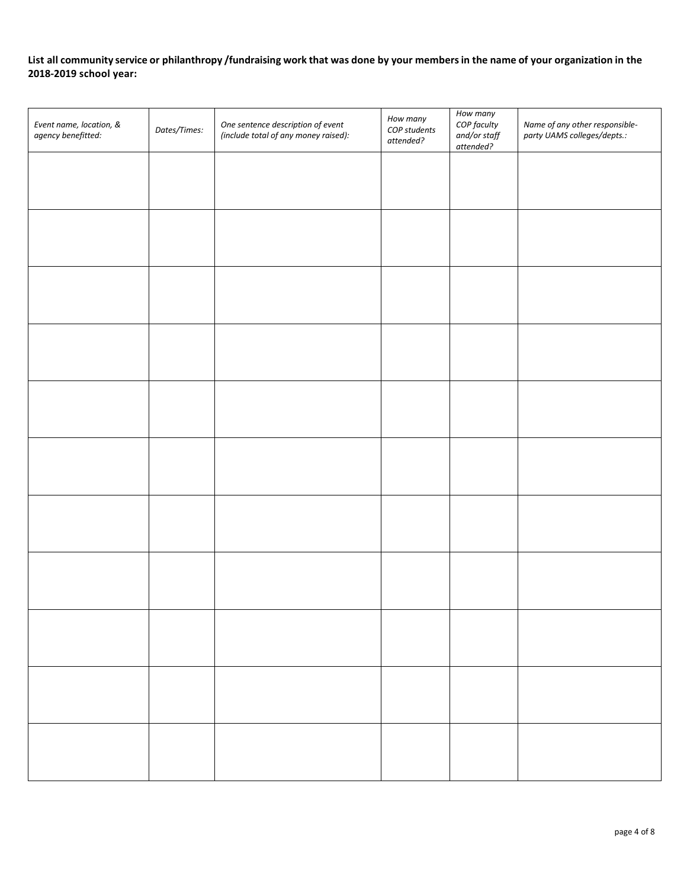**List all community service or philanthropy /fundraising work that was done by your members in the name of your organization in the 2018-2019 school year:**

| *Event name, location, & agency benefitted:* | *Dates/Times:* | *One sentence description of event (include total of any money raised):* | *How many COP students attended?* | *How many COP faculty and/or staff attended?* | *Name of any other responsible-party UAMS colleges/depts.:* |
|---|---|---|---|---|---|
| | | | | | |
| | | | | | |
| | | | | | |
| | | | | | |
| | | | | | |
| | | | | | |
| | | | | | |
| | | | | | |
| | | | | | |
| | | | | | |
| | | | | | |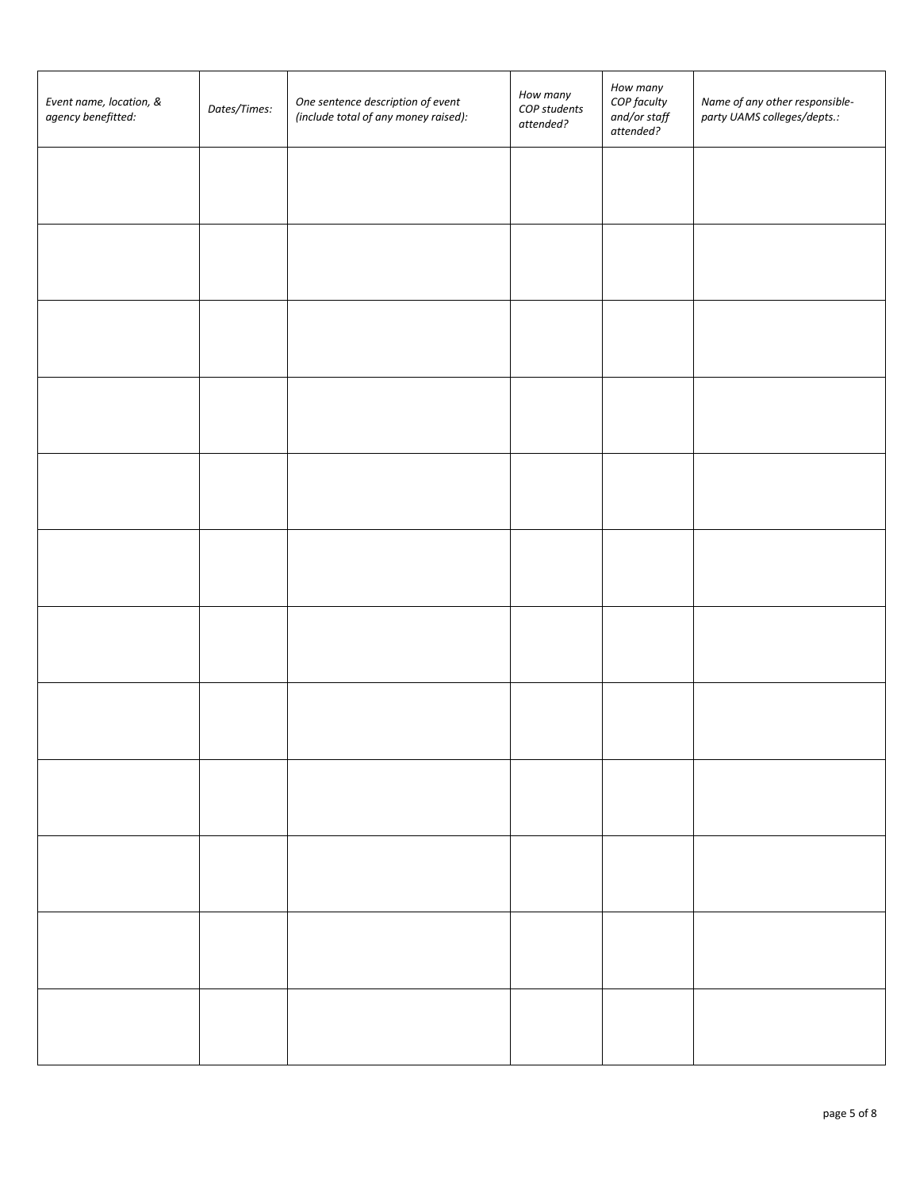| *Event name, location, & agency benefitted:* | *Dates/Times:* | *One sentence description of event (include total of any money raised):* | *How many COP students attended?* | *How many COP faculty and/or staff attended?* | *Name of any other responsible-party UAMS colleges/depts.:* |
|---|---|---|---|---|---|
| | | | | | |
| | | | | | |
| | | | | | |
| | | | | | |
| | | | | | |
| | | | | | |
| | | | | | |
| | | | | | |
| | | | | | |
| | | | | | |
| | | | | | |
| | | | | | |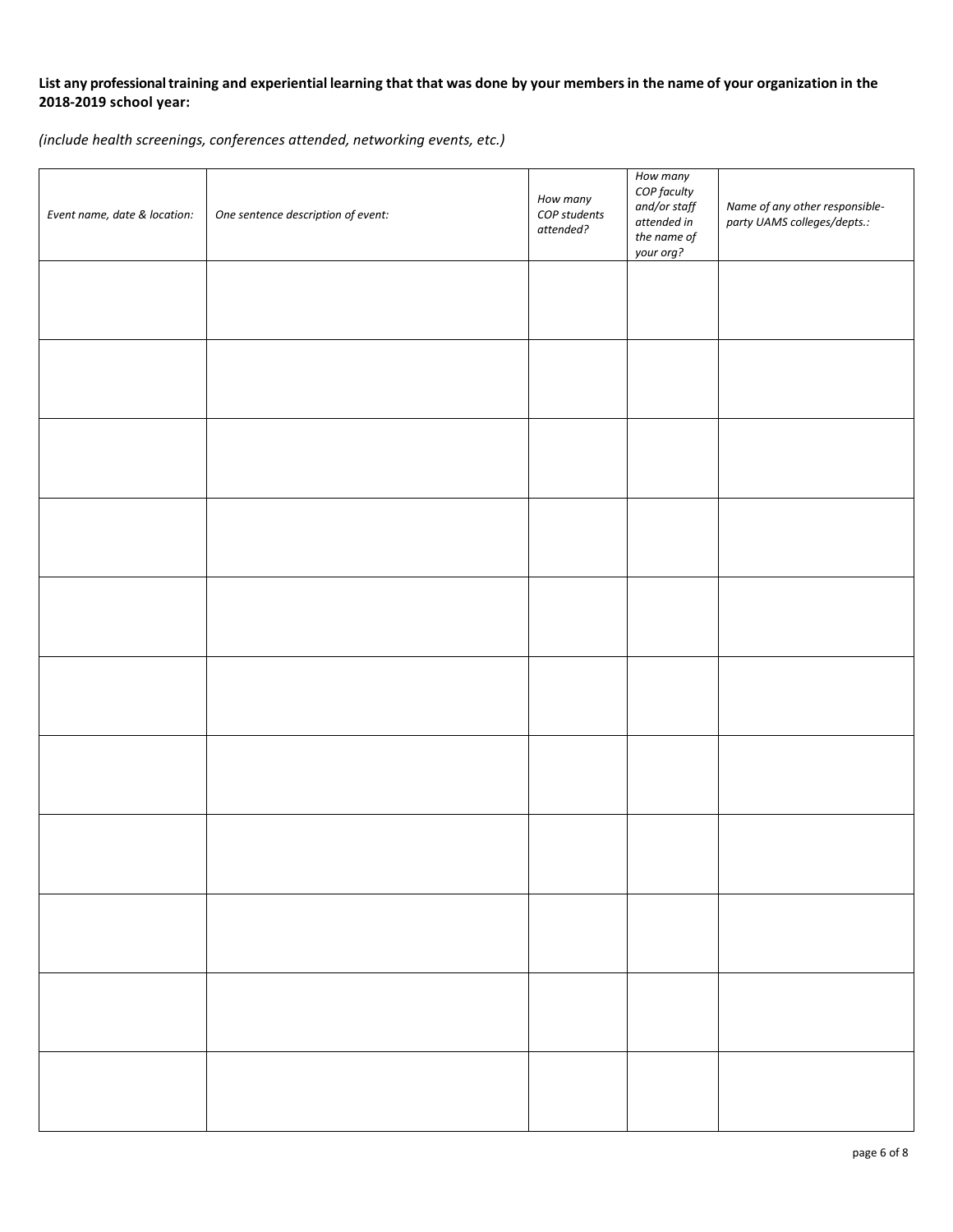**List any professional training and experiential learning that that was done by your members in the name of your organization in the 2018-2019 school year:**

*(include health screenings, conferences attended, networking events, etc.)*

| *Event name, date & location:* | *One sentence description of event:* | *How many COP students attended?* | *How many COP faculty and/or staff attended in the name of your org?* | *Name of any other responsible-party UAMS colleges/depts.:* |
|---|---|---|---|---|
| | | | | |
| | | | | |
| | | | | |
| | | | | |
| | | | | |
| | | | | |
| | | | | |
| | | | | |
| | | | | |
| | | | | |
| | | | | |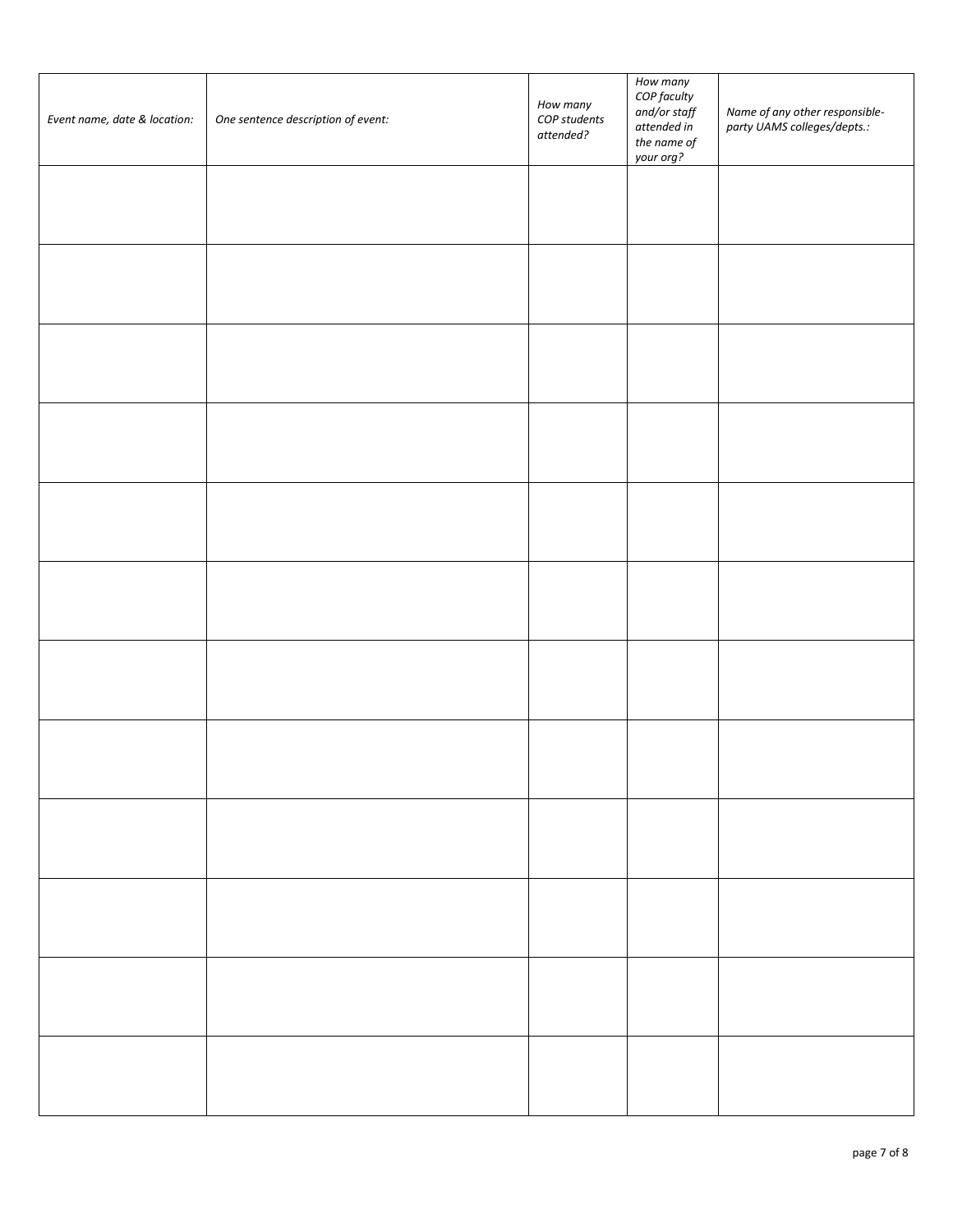| *Event name, date & location:* | *One sentence description of event:* | *How many COP students attended?* | *How many COP faculty and/or staff attended in the name of your org?* | *Name of any other responsible-party UAMS colleges/depts.:* |
| --- | --- | --- | --- | --- |
| | | | | |
| | | | | |
| | | | | |
| | | | | |
| | | | | |
| | | | | |
| | | | | |
| | | | | |
| | | | | |
| | | | | |
| | | | | |
| | | | | |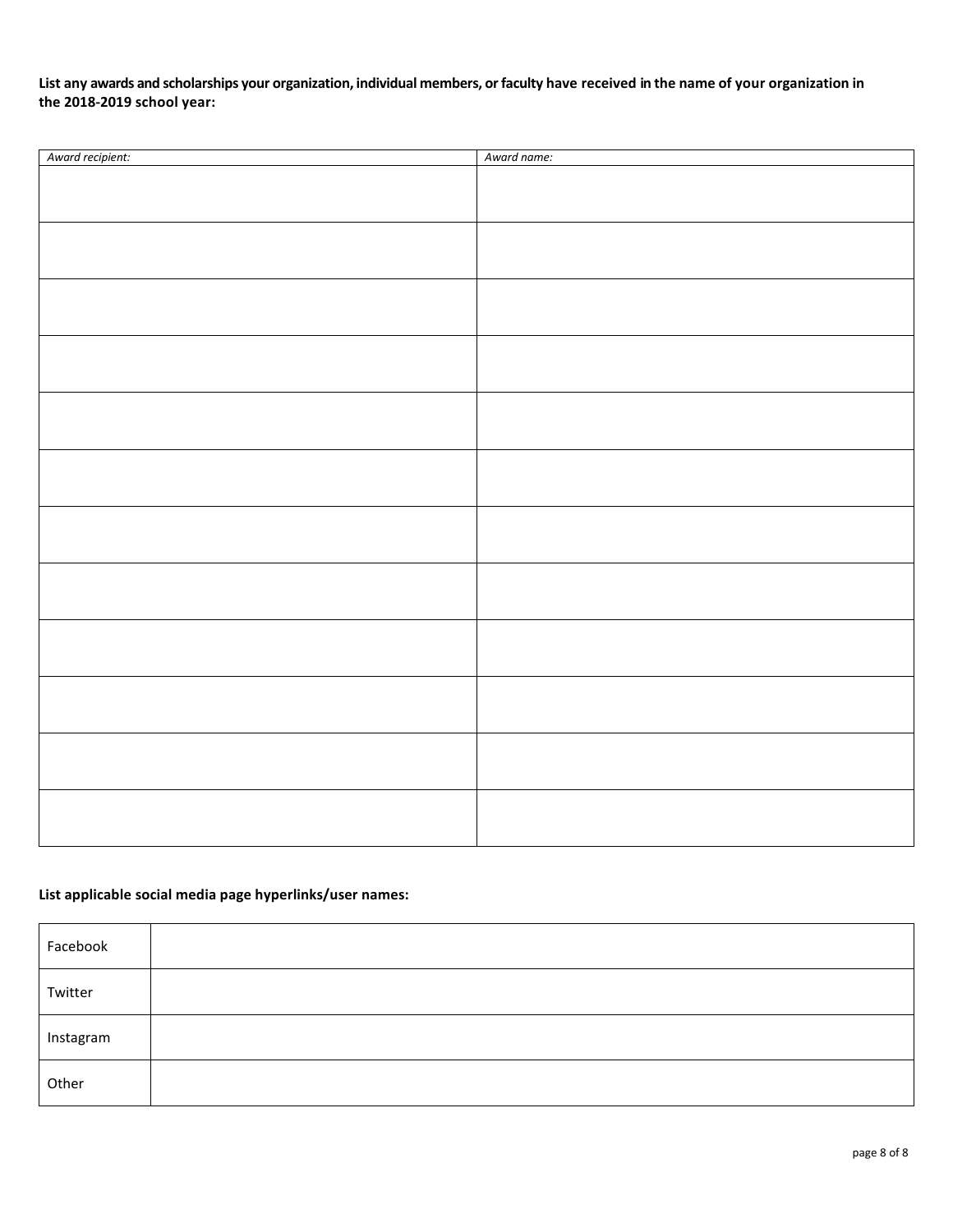**List any awards and scholarships your organization, individual members, or faculty have received in the name of your organization in the 2018-2019 school year:**

| *Award recipient:* | *Award name:* |
|---|---|
| | |
| | |
| | |
| | |
| | |
| | |
| | |
| | |
| | |
| | |
| | |
| | |

**List applicable social media page hyperlinks/user names:**

| | |
|---|---|
| Facebook | |
| Twitter | |
| Instagram | |
| Other | |